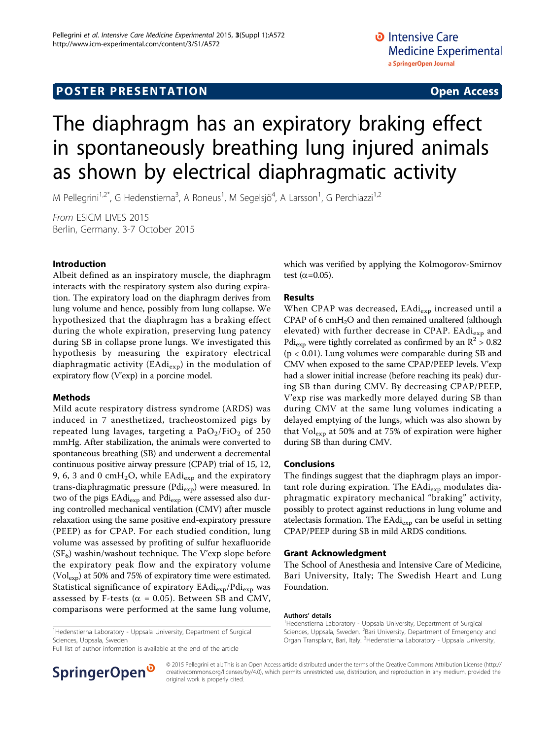POSTER PRESENTATION — Open Access

# The diaphragm has an expiratory braking effect in spontaneously breathing lung injured animals as shown by electrical diaphragmatic activity

M Pellegrini[1,2*], G Hedenstierna[3], A Roneus[1], M Segelsjö[4], A Larsson[1], G Perchiazzi[1,2]

*From* ESICM LIVES 2015
Berlin, Germany. 3-7 October 2015

## Introduction

Albeit defined as an inspiratory muscle, the diaphragm interacts with the respiratory system also during expiration. The expiratory load on the diaphragm derives from lung volume and hence, possibly from lung collapse. We hypothesized that the diaphragm has a braking effect during the whole expiration, preserving lung patency during SB in collapse prone lungs. We investigated this hypothesis by measuring the expiratory electrical diaphragmatic activity ($EAdi_{exp}$) in the modulation of expiratory flow (V'exp) in a porcine model.

## Methods

Mild acute respiratory distress syndrome (ARDS) was induced in 7 anesthetized, tracheostomized pigs by repeated lung lavages, targeting a $PaO_2/FiO_2$ of 250 mmHg. After stabilization, the animals were converted to spontaneous breathing (SB) and underwent a decremental continuous positive airway pressure (CPAP) trial of 15, 12, 9, 6, 3 and 0 $cmH_2O$, while $EAdi_{exp}$ and the expiratory trans-diaphragmatic pressure ($Pdi_{exp}$) were measured. In two of the pigs $EAdi_{exp}$ and $Pdi_{exp}$ were assessed also during controlled mechanical ventilation (CMV) after muscle relaxation using the same positive end-expiratory pressure (PEEP) as for CPAP. For each studied condition, lung volume was assessed by profiling of sulfur hexafluoride ($SF_6$) washin/washout technique. The V'exp slope before the expiratory peak flow and the expiratory volume ($Vol_{exp}$) at 50% and 75% of expiratory time were estimated. Statistical significance of expiratory $EAdi_{exp}/Pdi_{exp}$ was assessed by F-tests ($\alpha = 0.05$). Between SB and CMV, comparisons were performed at the same lung volume, which was verified by applying the Kolmogorov-Smirnov test ($\alpha$=0.05).

## Results

When CPAP was decreased, $EAdi_{exp}$ increased until a CPAP of 6 $cmH_2O$ and then remained unaltered (although elevated) with further decrease in CPAP. $EAdi_{exp}$ and $Pdi_{exp}$ were tightly correlated as confirmed by an $R^2 > 0.82$ ($p < 0.01$). Lung volumes were comparable during SB and CMV when exposed to the same CPAP/PEEP levels. V'exp had a slower initial increase (before reaching its peak) during SB than during CMV. By decreasing CPAP/PEEP, V'exp rise was markedly more delayed during SB than during CMV at the same lung volumes indicating a delayed emptying of the lungs, which was also shown by that $Vol_{exp}$ at 50% and at 75% of expiration were higher during SB than during CMV.

## Conclusions

The findings suggest that the diaphragm plays an important role during expiration. The $EAdi_{exp}$ modulates diaphragmatic expiratory mechanical "braking" activity, possibly to protect against reductions in lung volume and atelectasis formation. The $EAdi_{exp}$ can be useful in setting CPAP/PEEP during SB in mild ARDS conditions.

## Grant Acknowledgment

The School of Anesthesia and Intensive Care of Medicine, Bari University, Italy; The Swedish Heart and Lung Foundation.

[1]Hedenstierna Laboratory - Uppsala University, Department of Surgical Sciences, Uppsala, Sweden
Full list of author information is available at the end of the article

#### Authors' details

[1]Hedenstierna Laboratory - Uppsala University, Department of Surgical Sciences, Uppsala, Sweden. [2]Bari University, Department of Emergency and Organ Transplant, Bari, Italy. [3]Hedenstierna Laboratory - Uppsala University,

© 2015 Pellegrini et al.; This is an Open Access article distributed under the terms of the Creative Commons Attribution License (http://creativecommons.org/licenses/by/4.0), which permits unrestricted use, distribution, and reproduction in any medium, provided the original work is properly cited.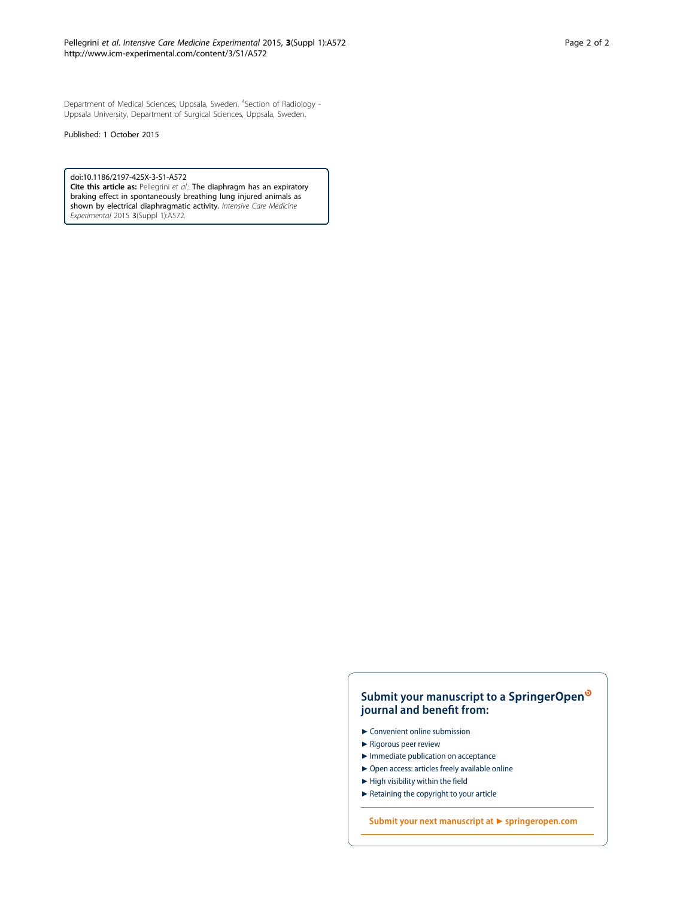Department of Medical Sciences, Uppsala, Sweden. [4]Section of Radiology - Uppsala University, Department of Surgical Sciences, Uppsala, Sweden.

Published: 1 October 2015

doi:10.1186/2197-425X-3-S1-A572

**Cite this article as:** Pellegrini *et al.*: The diaphragm has an expiratory braking effect in spontaneously breathing lung injured animals as shown by electrical diaphragmatic activity. *Intensive Care Medicine Experimental* 2015 **3**(Suppl 1):A572.

**Submit your manuscript to a SpringerOpen journal and benefit from:**

- ► Convenient online submission
- ► Rigorous peer review
- ► Immediate publication on acceptance
- ► Open access: articles freely available online
- ► High visibility within the field
- ► Retaining the copyright to your article

**Submit your next manuscript at ► springeropen.com**